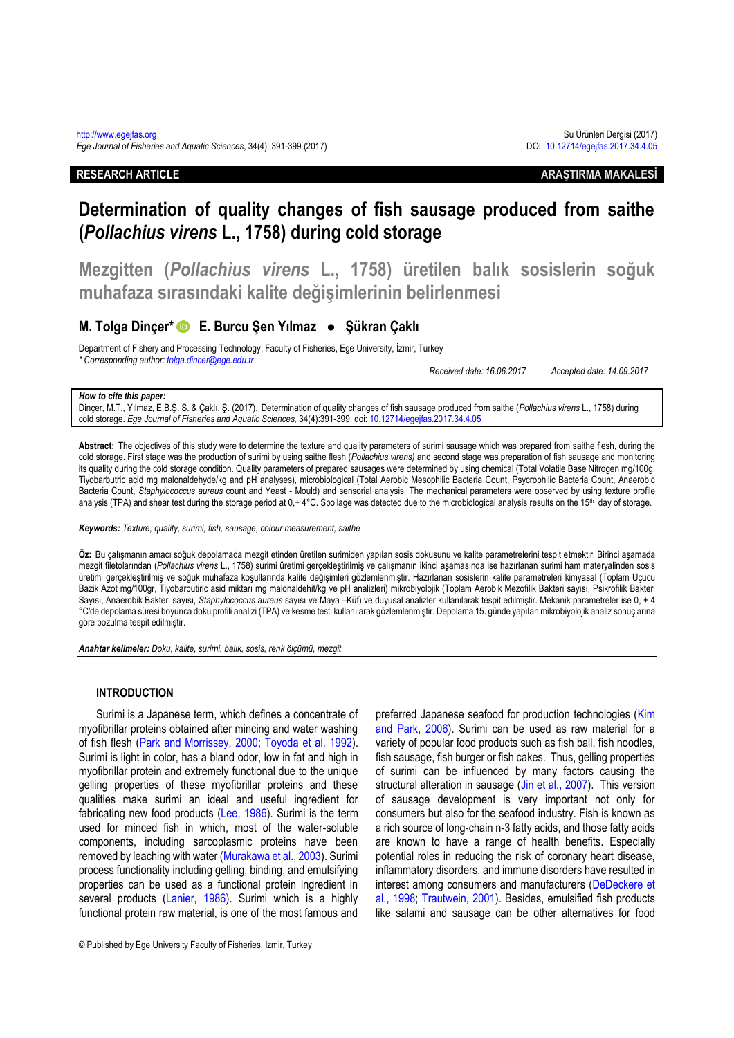http://www.egejfas.org
*Ege Journal of Fisheries and Aquatic Sciences*, 34(4): 391-399 (2017)

Su Ürünleri Dergisi (2017)
DOI: 10.12714/egejfas.2017.34.4.05

**RESEARCH ARTICLE** **ARAŞTIRMA MAKALESİ**

# Determination of quality changes of fish sausage produced from saithe (*Pollachius virens* L., 1758) during cold storage

# Mezgitten (*Pollachius virens* L., 1758) üretilen balık sosislerin soğuk muhafaza sırasındaki kalite değişimlerinin belirlenmesi

**M. Tolga Dinçer\* ● E. Burcu Şen Yılmaz ● Şükran Çaklı**

Department of Fishery and Processing Technology, Faculty of Fisheries, Ege University, İzmir, Turkey
*\* Corresponding author: tolga.dincer@ege.edu.tr*

*Received date: 16.06.2017* *Accepted date: 14.09.2017*

***How to cite this paper:***
Dinçer, M.T., Yılmaz, E.B.Ş. S. & Çaklı, Ş. (2017). Determination of quality changes of fish sausage produced from saithe (*Pollachius virens* L., 1758) during cold storage. *Ege Journal of Fisheries and Aquatic Sciences*, 34(4):391-399. doi: 10.12714/egejfas.2017.34.4.05

**Abstract:** The objectives of this study were to determine the texture and quality parameters of surimi sausage which was prepared from saithe flesh, during the cold storage. First stage was the production of surimi by using saithe flesh (*Pollachius virens)* and second stage was preparation of fish sausage and monitoring its quality during the cold storage condition. Quality parameters of prepared sausages were determined by using chemical (Total Volatile Base Nitrogen mg/100g, Tiyobarbutric acid mg malonaldehyde/kg and pH analyses), microbiological (Total Aerobic Mesophilic Bacteria Count, Psycrophilic Bacteria Count, Anaerobic Bacteria Count, *Staphylococcus aureus* count and Yeast - Mould) and sensorial analysis. The mechanical parameters were observed by using texture profile analysis (TPA) and shear test during the storage period at 0,+ 4°C. Spoilage was detected due to the microbiological analysis results on the 15th day of storage.

***Keywords:*** *Texture, quality, surimi, fish, sausage, colour measurement, saithe*

**Öz:** Bu çalışmanın amacı soğuk depolamada mezgit etinden üretilen surimiden yapılan sosis dokusunu ve kalite parametrelerini tespit etmektir. Birinci aşamada mezgit filetolarından (*Pollachius virens* L., 1758) surimi üretimi gerçekleştirilmiş ve çalışmanın ikinci aşamasında ise hazırlanan surimi ham materyalinden sosis üretimi gerçekleştirilmiş ve soğuk muhafaza koşullarında kalite değişimleri gözlemlenmiştir. Hazırlanan sosislerin kalite parametreleri kimyasal (Toplam Uçucu Bazik Azot mg/100gr, Tiyobarbutiric asid miktarı mg malonaldehit/kg ve pH analizleri) mikrobiyolojik (Toplam Aerobik Mezofilik Bakteri sayısı, Psikrofilik Bakteri Sayısı, Anaerobik Bakteri sayısı, *Staphylococcus aureus* sayısı ve Maya –Küf) ve duyusal analizler kullanılarak tespit edilmiştir. Mekanik parametreler ise 0, + 4 °C'de depolama süresi boyunca doku profili analizi (TPA) ve kesme testi kullanılarak gözlemlenmiştir. Depolama 15. günde yapılan mikrobiyolojik analiz sonuçlarına göre bozulma tespit edilmiştir.

***Anahtar kelimeler:*** *Doku, kalite, surimi, balık, sosis, renk ölçümü, mezgit*

## INTRODUCTION

Surimi is a Japanese term, which defines a concentrate of myofibrillar proteins obtained after mincing and water washing of fish flesh (Park and Morrissey, 2000; Toyoda et al. 1992). Surimi is light in color, has a bland odor, low in fat and high in myofibrillar protein and extremely functional due to the unique gelling properties of these myofibrillar proteins and these qualities make surimi an ideal and useful ingredient for fabricating new food products (Lee, 1986). Surimi is the term used for minced fish in which, most of the water-soluble components, including sarcoplasmic proteins have been removed by leaching with water (Murakawa et al., 2003). Surimi process functionality including gelling, binding, and emulsifying properties can be used as a functional protein ingredient in several products (Lanier, 1986). Surimi which is a highly functional protein raw material, is one of the most famous and preferred Japanese seafood for production technologies (Kim and Park, 2006). Surimi can be used as raw material for a variety of popular food products such as fish ball, fish noodles, fish sausage, fish burger or fish cakes. Thus, gelling properties of surimi can be influenced by many factors causing the structural alteration in sausage (Jin et al., 2007). This version of sausage development is very important not only for consumers but also for the seafood industry. Fish is known as a rich source of long-chain n-3 fatty acids, and those fatty acids are known to have a range of health benefits. Especially potential roles in reducing the risk of coronary heart disease, inflammatory disorders, and immune disorders have resulted in interest among consumers and manufacturers (DeDeckere et al., 1998; Trautwein, 2001). Besides, emulsified fish products like salami and sausage can be other alternatives for food

© Published by Ege University Faculty of Fisheries, Izmir, Turkey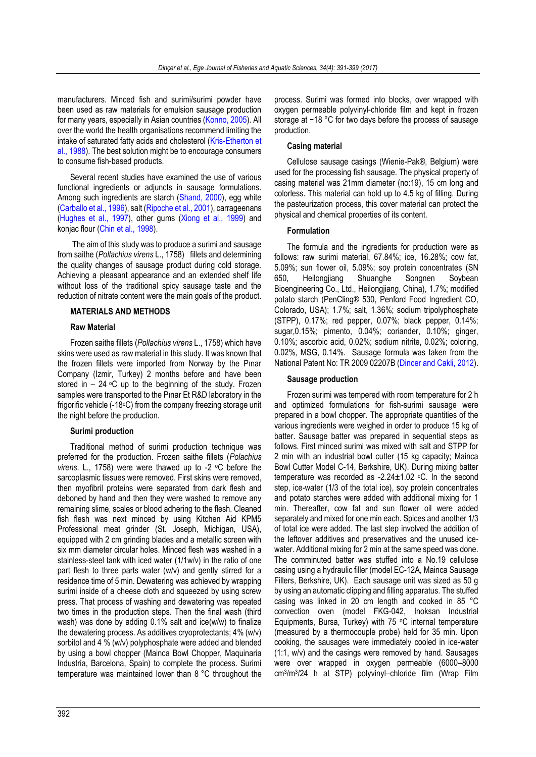manufacturers. Minced fish and surimi/surimi powder have been used as raw materials for emulsion sausage production for many years, especially in Asian countries (Konno, 2005). All over the world the health organisations recommend limiting the intake of saturated fatty acids and cholesterol (Kris-Etherton et al., 1988). The best solution might be to encourage consumers to consume fish-based products.

Several recent studies have examined the use of various functional ingredients or adjuncts in sausage formulations. Among such ingredients are starch (Shand, 2000), egg white (Carballo et al., 1996), salt (Ripoche et al., 2001), carrageenans (Hughes et al., 1997), other gums (Xiong et al., 1999) and konjac flour (Chin et al., 1998).

The aim of this study was to produce a surimi and sausage from saithe (*Pollachius virens* L., 1758) fillets and determining the quality changes of sausage product during cold storage. Achieving a pleasant appearance and an extended shelf life without loss of the traditional spicy sausage taste and the reduction of nitrate content were the main goals of the product.

## MATERIALS AND METHODS

### Raw Material

Frozen saithe fillets (*Pollachius virens* L., 1758) which have skins were used as raw material in this study. It was known that the frozen fillets were imported from Norway by the Pınar Company (Izmir, Turkey) 2 months before and have been stored in – 24 °C up to the beginning of the study. Frozen samples were transported to the Pınar Et R&D laboratory in the frigorific vehicle (-18°C) from the company freezing storage unit the night before the production.

### Surimi production

Traditional method of surimi production technique was preferred for the production. Frozen saithe fillets (*Polachius virens*. L., 1758) were were thawed up to -2 °C before the sarcoplasmic tissues were removed. First skins were removed, then myofibril proteins were separated from dark flesh and deboned by hand and then they were washed to remove any remaining slime, scales or blood adhering to the flesh. Cleaned fish flesh was next minced by using Kitchen Aid KPM5 Professional meat grinder (St. Joseph, Michigan, USA), equipped with 2 cm grinding blades and a metallic screen with six mm diameter circular holes. Minced flesh was washed in a stainless-steel tank with iced water (1/1w/v) in the ratio of one part flesh to three parts water (w/v) and gently stirred for a residence time of 5 min. Dewatering was achieved by wrapping surimi inside of a cheese cloth and squeezed by using screw press. That process of washing and dewatering was repeated two times in the production steps. Then the final wash (third wash) was done by adding 0.1% salt and ice(w/w) to finalize the dewatering process. As additives cryoprotectants; 4% (w/v) sorbitol and 4 % (w/v) polyphosphate were added and blended by using a bowl chopper (Mainca Bowl Chopper, Maquinaria Industria, Barcelona, Spain) to complete the process. Surimi temperature was maintained lower than 8 °C throughout the process. Surimi was formed into blocks, over wrapped with oxygen permeable polyvinyl-chloride film and kept in frozen storage at −18 °C for two days before the process of sausage production.

### Casing material

Cellulose sausage casings (Wienie-Pak®, Belgium) were used for the processing fish sausage. The physical property of casing material was 21mm diameter (no:19), 15 cm long and colorless. This material can hold up to 4.5 kg of filling. During the pasteurization process, this cover material can protect the physical and chemical properties of its content.

### Formulation

The formula and the ingredients for production were as follows: raw surimi material, 67.84%; ice, 16.28%; cow fat, 5.09%; sun flower oil, 5.09%; soy protein concentrates (SN 650, Heilongjiang Shuanghe Songnen Soybean Bioengineering Co., Ltd., Heilongjiang, China), 1.7%; modified potato starch (PenCling® 530, Penford Food Ingredient CO, Colorado, USA); 1.7%; salt, 1.36%; sodium tripolyphosphate (STPP), 0.17%; red pepper, 0.07%; black pepper, 0.14%; sugar,0.15%; pimento, 0.04%; coriander, 0.10%; ginger, 0.10%; ascorbic acid, 0.02%; sodium nitrite, 0.02%; coloring, 0.02%, MSG, 0.14%. Sausage formula was taken from the National Patent No: TR 2009 02207B (Dincer and Cakli, 2012).

### Sausage production

Frozen surimi was tempered with room temperature for 2 h and optimized formulations for fish-surimi sausage were prepared in a bowl chopper. The appropriate quantities of the various ingredients were weighed in order to produce 15 kg of batter. Sausage batter was prepared in sequential steps as follows. First minced surimi was mixed with salt and STPP for 2 min with an industrial bowl cutter (15 kg capacity; Mainca Bowl Cutter Model C-14, Berkshire, UK). During mixing batter temperature was recorded as -2.24±1.02 °C. In the second step, ice-water (1/3 of the total ice), soy protein concentrates and potato starches were added with additional mixing for 1 min. Thereafter, cow fat and sun flower oil were added separately and mixed for one min each. Spices and another 1/3 of total ice were added. The last step involved the addition of the leftover additives and preservatives and the unused ice-water. Additional mixing for 2 min at the same speed was done. The comminuted batter was stuffed into a No.19 cellulose casing using a hydraulic filler (model EC-12A, Mainca Sausage Fillers, Berkshire, UK). Each sausage unit was sized as 50 g by using an automatic clipping and filling apparatus. The stuffed casing was linked in 20 cm length and cooked in 85 °C convection oven (model FKG-042, Inoksan Industrial Equipments, Bursa, Turkey) with 75 °C internal temperature (measured by a thermocouple probe) held for 35 min. Upon cooking, the sausages were immediately cooled in ice-water (1:1, w/v) and the casings were removed by hand. Sausages were over wrapped in oxygen permeable (6000–8000 $cm^3/m^3/24$ h at STP) polyvinyl–chloride film (Wrap Film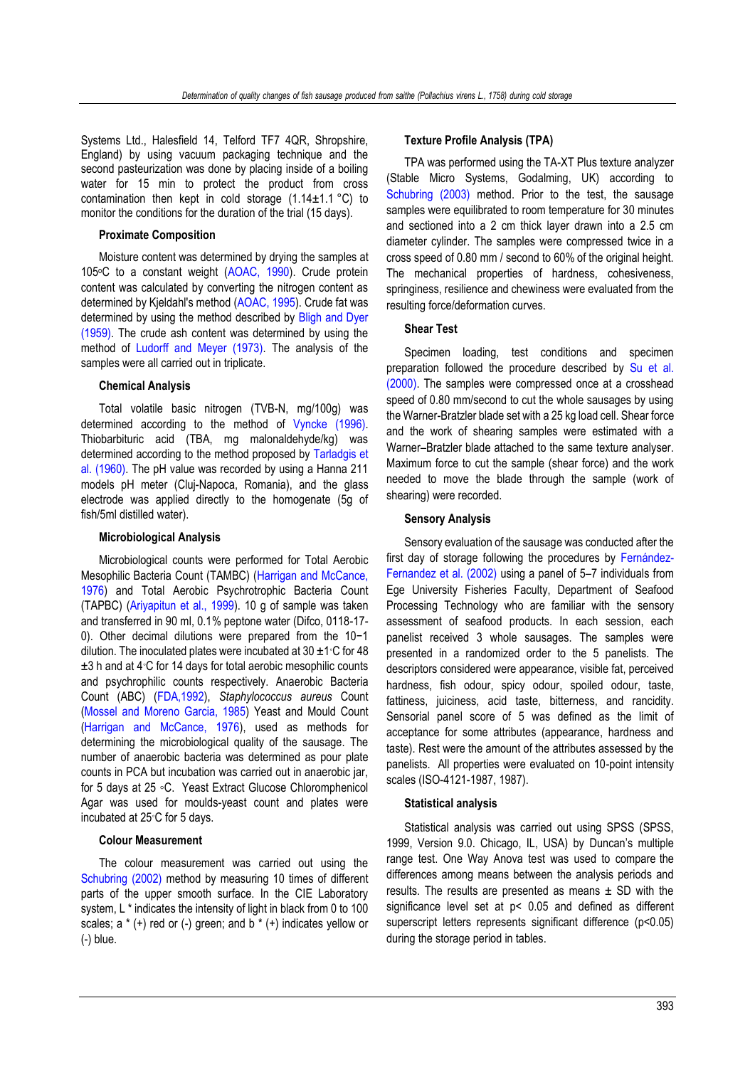Systems Ltd., Halesfield 14, Telford TF7 4QR, Shropshire, England) by using vacuum packaging technique and the second pasteurization was done by placing inside of a boiling water for 15 min to protect the product from cross contamination then kept in cold storage (1.14±1.1 °C) to monitor the conditions for the duration of the trial (15 days).

### Proximate Composition

Moisture content was determined by drying the samples at 105°C to a constant weight (AOAC, 1990). Crude protein content was calculated by converting the nitrogen content as determined by Kjeldahl's method (AOAC, 1995). Crude fat was determined by using the method described by Bligh and Dyer (1959). The crude ash content was determined by using the method of Ludorff and Meyer (1973). The analysis of the samples were all carried out in triplicate.

### Chemical Analysis

Total volatile basic nitrogen (TVB-N, mg/100g) was determined according to the method of Vyncke (1996). Thiobarbituric acid (TBA, mg malonaldehyde/kg) was determined according to the method proposed by Tarladgis et al. (1960). The pH value was recorded by using a Hanna 211 models pH meter (Cluj-Napoca, Romania), and the glass electrode was applied directly to the homogenate (5g of fish/5ml distilled water).

### Microbiological Analysis

Microbiological counts were performed for Total Aerobic Mesophilic Bacteria Count (TAMBC) (Harrigan and McCance, 1976) and Total Aerobic Psychrotrophic Bacteria Count (TAPBC) (Ariyapitun et al., 1999). 10 g of sample was taken and transferred in 90 ml, 0.1% peptone water (Difco, 0118-17-0). Other decimal dilutions were prepared from the 10−1 dilution. The inoculated plates were incubated at 30 ±1°C for 48 ±3 h and at 4°C for 14 days for total aerobic mesophilic counts and psychrophilic counts respectively. Anaerobic Bacteria Count (ABC) (FDA,1992), *Staphylococcus aureus* Count (Mossel and Moreno Garcia, 1985) Yeast and Mould Count (Harrigan and McCance, 1976), used as methods for determining the microbiological quality of the sausage. The number of anaerobic bacteria was determined as pour plate counts in PCA but incubation was carried out in anaerobic jar, for 5 days at 25 °C. Yeast Extract Glucose Chloromphenicol Agar was used for moulds-yeast count and plates were incubated at 25°C for 5 days.

### Colour Measurement

The colour measurement was carried out using the Schubring (2002) method by measuring 10 times of different parts of the upper smooth surface. In the CIE Laboratory system, L * indicates the intensity of light in black from 0 to 100 scales; a * (+) red or (-) green; and b * (+) indicates yellow or (-) blue.

### Texture Profile Analysis (TPA)

TPA was performed using the TA-XT Plus texture analyzer (Stable Micro Systems, Godalming, UK) according to Schubring (2003) method. Prior to the test, the sausage samples were equilibrated to room temperature for 30 minutes and sectioned into a 2 cm thick layer drawn into a 2.5 cm diameter cylinder. The samples were compressed twice in a cross speed of 0.80 mm / second to 60% of the original height. The mechanical properties of hardness, cohesiveness, springiness, resilience and chewiness were evaluated from the resulting force/deformation curves.

### Shear Test

Specimen loading, test conditions and specimen preparation followed the procedure described by Su et al. (2000). The samples were compressed once at a crosshead speed of 0.80 mm/second to cut the whole sausages by using the Warner-Bratzler blade set with a 25 kg load cell. Shear force and the work of shearing samples were estimated with a Warner–Bratzler blade attached to the same texture analyser. Maximum force to cut the sample (shear force) and the work needed to move the blade through the sample (work of shearing) were recorded.

### Sensory Analysis

Sensory evaluation of the sausage was conducted after the first day of storage following the procedures by Fernández-Fernandez et al. (2002) using a panel of 5–7 individuals from Ege University Fisheries Faculty, Department of Seafood Processing Technology who are familiar with the sensory assessment of seafood products. In each session, each panelist received 3 whole sausages. The samples were presented in a randomized order to the 5 panelists. The descriptors considered were appearance, visible fat, perceived hardness, fish odour, spicy odour, spoiled odour, taste, fattiness, juiciness, acid taste, bitterness, and rancidity. Sensorial panel score of 5 was defined as the limit of acceptance for some attributes (appearance, hardness and taste). Rest were the amount of the attributes assessed by the panelists. All properties were evaluated on 10-point intensity scales (ISO-4121-1987, 1987).

### Statistical analysis

Statistical analysis was carried out using SPSS (SPSS, 1999, Version 9.0. Chicago, IL, USA) by Duncan's multiple range test. One Way Anova test was used to compare the differences among means between the analysis periods and results. The results are presented as means ± SD with the significance level set at $p < 0.05$ and defined as different superscript letters represents significant difference ($p<0.05$) during the storage period in tables.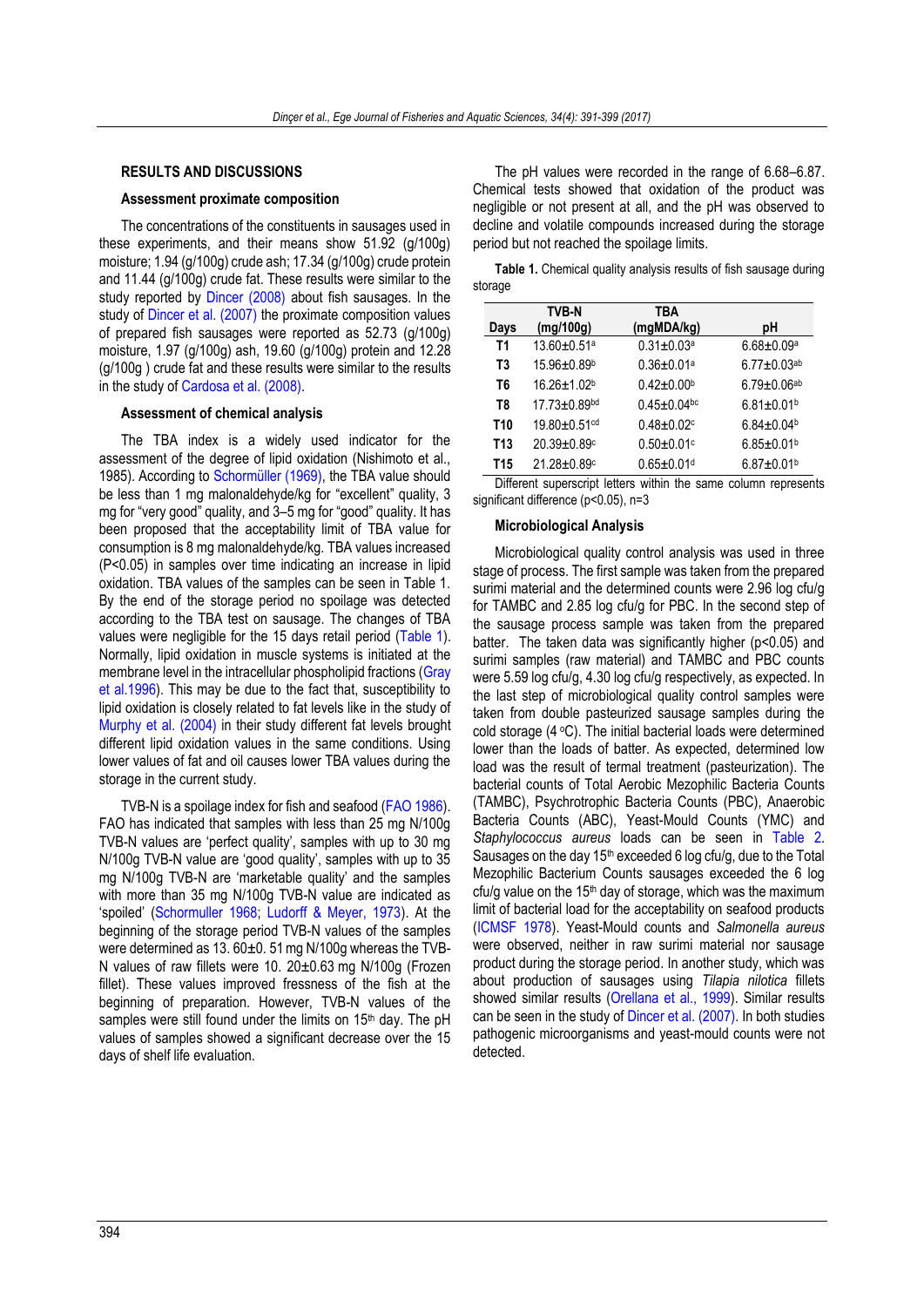## RESULTS AND DISCUSSIONS

### Assessment proximate composition

The concentrations of the constituents in sausages used in these experiments, and their means show 51.92 (g/100g) moisture; 1.94 (g/100g) crude ash; 17.34 (g/100g) crude protein and 11.44 (g/100g) crude fat. These results were similar to the study reported by Dincer (2008) about fish sausages. In the study of Dincer et al. (2007) the proximate composition values of prepared fish sausages were reported as 52.73 (g/100g) moisture, 1.97 (g/100g) ash, 19.60 (g/100g) protein and 12.28 (g/100g ) crude fat and these results were similar to the results in the study of Cardosa et al. (2008).

### Assessment of chemical analysis

The TBA index is a widely used indicator for the assessment of the degree of lipid oxidation (Nishimoto et al., 1985). According to Schormüller (1969), the TBA value should be less than 1 mg malonaldehyde/kg for "excellent" quality, 3 mg for "very good" quality, and 3–5 mg for "good" quality. It has been proposed that the acceptability limit of TBA value for consumption is 8 mg malonaldehyde/kg. TBA values increased (P<0.05) in samples over time indicating an increase in lipid oxidation. TBA values of the samples can be seen in Table 1. By the end of the storage period no spoilage was detected according to the TBA test on sausage. The changes of TBA values were negligible for the 15 days retail period (Table 1). Normally, lipid oxidation in muscle systems is initiated at the membrane level in the intracellular phospholipid fractions (Gray et al.1996). This may be due to the fact that, susceptibility to lipid oxidation is closely related to fat levels like in the study of Murphy et al. (2004) in their study different fat levels brought different lipid oxidation values in the same conditions. Using lower values of fat and oil causes lower TBA values during the storage in the current study.

TVB-N is a spoilage index for fish and seafood (FAO 1986). FAO has indicated that samples with less than 25 mg N/100g TVB-N values are 'perfect quality', samples with up to 30 mg N/100g TVB-N value are 'good quality', samples with up to 35 mg N/100g TVB-N are 'marketable quality' and the samples with more than 35 mg N/100g TVB-N value are indicated as 'spoiled' (Schormuller 1968; Ludorff & Meyer, 1973). At the beginning of the storage period TVB-N values of the samples were determined as 13. 60±0. 51 mg N/100g whereas the TVB-N values of raw fillets were 10. 20±0.63 mg N/100g (Frozen fillet). These values improved freshness of the fish at the beginning of preparation. However, TVB-N values of the samples were still found under the limits on 15th day. The pH values of samples showed a significant decrease over the 15 days of shelf life evaluation.

The pH values were recorded in the range of 6.68–6.87. Chemical tests showed that oxidation of the product was negligible or not present at all, and the pH was observed to decline and volatile compounds increased during the storage period but not reached the spoilage limits.

**Table 1.** Chemical quality analysis results of fish sausage during storage

| Days | TVB-N (mg/100g) | TBA (mgMDA/kg) | pH |
|---|---|---|---|
| T1 | 13.60±0.51[a] | 0.31±0.03[a] | 6.68±0.09[a] |
| T3 | 15.96±0.89[b] | 0.36±0.01[a] | 6.77±0.03[ab] |
| T6 | 16.26±1.02[b] | 0.42±0.00[b] | 6.79±0.06[ab] |
| T8 | 17.73±0.89[bd] | 0.45±0.04[bc] | 6.81±0.01[b] |
| T10 | 19.80±0.51[cd] | 0.48±0.02[c] | 6.84±0.04[b] |
| T13 | 20.39±0.89[c] | 0.50±0.01[c] | 6.85±0.01[b] |
| T15 | 21.28±0.89[c] | 0.65±0.01[d] | 6.87±0.01[b] |

Different superscript letters within the same column represents significant difference (p<0.05), n=3

### Microbiological Analysis

Microbiological quality control analysis was used in three stage of process. The first sample was taken from the prepared surimi material and the determined counts were 2.96 log cfu/g for TAMBC and 2.85 log cfu/g for PBC. In the second step of the sausage process sample was taken from the prepared batter. The taken data was significantly higher (p<0.05) and surimi samples (raw material) and TAMBC and PBC counts were 5.59 log cfu/g, 4.30 log cfu/g respectively, as expected. In the last step of microbiological quality control samples were taken from double pasteurized sausage samples during the cold storage (4 °C). The initial bacterial loads were determined lower than the loads of batter. As expected, determined low load was the result of termal treatment (pasteurization). The bacterial counts of Total Aerobic Mezophilic Bacteria Counts (TAMBC), Psychrotrophic Bacteria Counts (PBC), Anaerobic Bacteria Counts (ABC), Yeast-Mould Counts (YMC) and *Staphylococcus aureus* loads can be seen in Table 2. Sausages on the day 15th exceeded 6 log cfu/g, due to the Total Mezophilic Bacterium Counts sausages exceeded the 6 log cfu/g value on the 15th day of storage, which was the maximum limit of bacterial load for the acceptability on seafood products (ICMSF 1978). Yeast-Mould counts and *Salmonella aureus* were observed, neither in raw surimi material nor sausage product during the storage period. In another study, which was about production of sausages using *Tilapia nilotica* fillets showed similar results (Orellana et al., 1999). Similar results can be seen in the study of Dincer et al. (2007). In both studies pathogenic microorganisms and yeast-mould counts were not detected.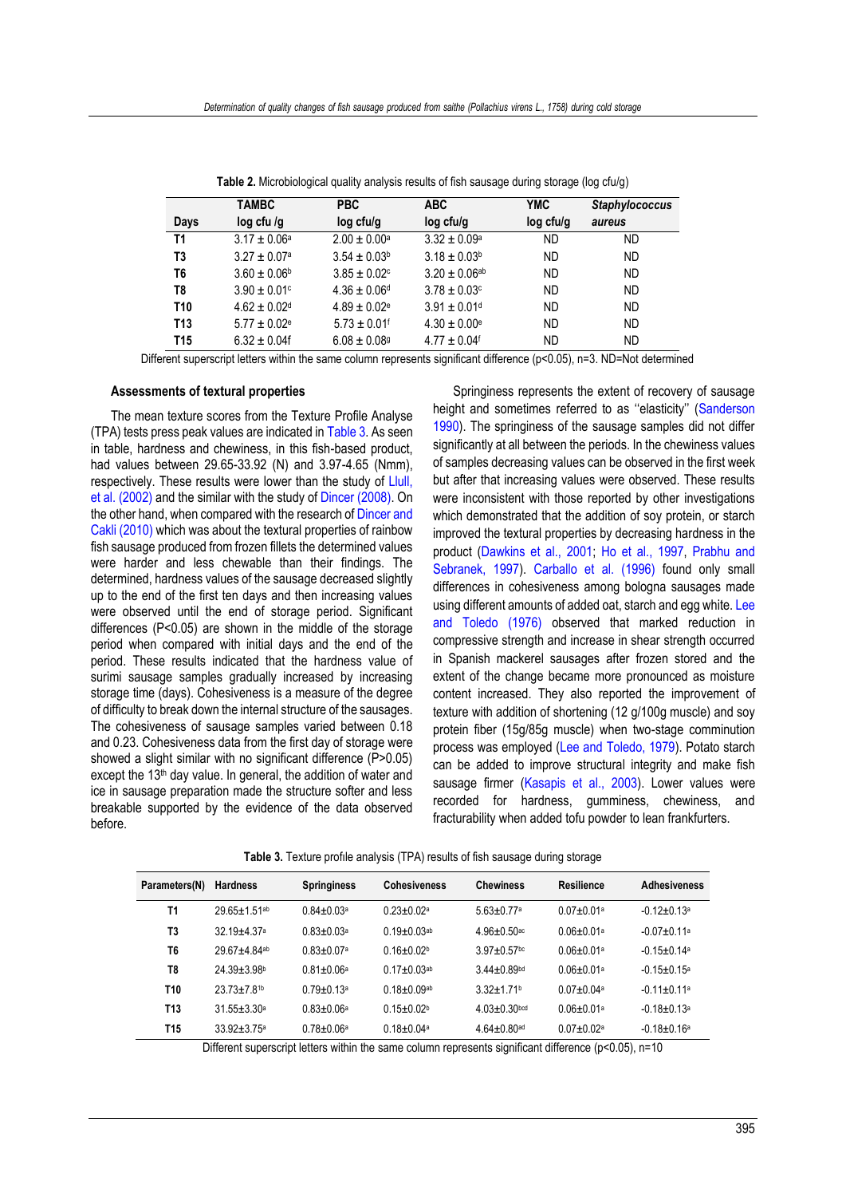**Table 2.** Microbiological quality analysis results of fish sausage during storage (log cfu/g)

| Days | TAMBC log cfu /g | PBC log cfu/g | ABC log cfu/g | YMC log cfu/g | *Staphylococcus aureus* |
|---|---|---|---|---|---|
| T1 | 3.17 ± 0.06[a] | 2.00 ± 0.00[a] | 3.32 ± 0.09[a] | ND | ND |
| T3 | 3.27 ± 0.07[a] | 3.54 ± 0.03[b] | 3.18 ± 0.03[b] | ND | ND |
| T6 | 3.60 ± 0.06[b] | 3.85 ± 0.02[c] | 3.20 ± 0.06[ab] | ND | ND |
| T8 | 3.90 ± 0.01[c] | 4.36 ± 0.06[d] | 3.78 ± 0.03[c] | ND | ND |
| T10 | 4.62 ± 0.02[d] | 4.89 ± 0.02[e] | 3.91 ± 0.01[d] | ND | ND |
| T13 | 5.77 ± 0.02[e] | 5.73 ± 0.01[f] | 4.30 ± 0.00[e] | ND | ND |
| T15 | 6.32 ± 0.04f | 6.08 ± 0.08[g] | 4.77 ± 0.04[f] | ND | ND |

Different superscript letters within the same column represents significant difference (p<0.05), n=3. ND=Not determined

### Assessments of textural properties

The mean texture scores from the Texture Profile Analyse (TPA) tests press peak values are indicated in Table 3. As seen in table, hardness and chewiness, in this fish-based product, had values between 29.65-33.92 (N) and 3.97-4.65 (Nmm), respectively. These results were lower than the study of Llull, et al. (2002) and the similar with the study of Dincer (2008). On the other hand, when compared with the research of Dincer and Cakli (2010) which was about the textural properties of rainbow fish sausage produced from frozen fillets the determined values were harder and less chewable than their findings. The determined, hardness values of the sausage decreased slightly up to the end of the first ten days and then increasing values were observed until the end of storage period. Significant differences (P<0.05) are shown in the middle of the storage period when compared with initial days and the end of the period. These results indicated that the hardness value of surimi sausage samples gradually increased by increasing storage time (days). Cohesiveness is a measure of the degree of difficulty to break down the internal structure of the sausages. The cohesiveness of sausage samples varied between 0.18 and 0.23. Cohesiveness data from the first day of storage were showed a slight similar with no significant difference (P>0.05) except the 13[th] day value. In general, the addition of water and ice in sausage preparation made the structure softer and less breakable supported by the evidence of the data observed before.

Springiness represents the extent of recovery of sausage height and sometimes referred to as ''elasticity'' (Sanderson 1990). The springiness of the sausage samples did not differ significantly at all between the periods. In the chewiness values of samples decreasing values can be observed in the first week but after that increasing values were observed. These results were inconsistent with those reported by other investigations which demonstrated that the addition of soy protein, or starch improved the textural properties by decreasing hardness in the product (Dawkins et al., 2001; Ho et al., 1997, Prabhu and Sebranek, 1997). Carballo et al. (1996) found only small differences in cohesiveness among bologna sausages made using different amounts of added oat, starch and egg white. Lee and Toledo (1976) observed that marked reduction in compressive strength and increase in shear strength occurred in Spanish mackerel sausages after frozen stored and the extent of the change became more pronounced as moisture content increased. They also reported the improvement of texture with addition of shortening (12 g/100g muscle) and soy protein fiber (15g/85g muscle) when two-stage comminution process was employed (Lee and Toledo, 1979). Potato starch can be added to improve structural integrity and make fish sausage firmer (Kasapis et al., 2003). Lower values were recorded for hardness, gumminess, chewiness, and fracturability when added tofu powder to lean frankfurters.

**Table 3.** Texture profile analysis (TPA) results of fish sausage during storage

| Parameters(N) | Hardness | Springiness | Cohesiveness | Chewiness | Resilience | Adhesiveness |
|---|---|---|---|---|---|---|
| T1 | 29.65±1.51[ab] | 0.84±0.03[a] | 0.23±0.02[a] | 5.63±0.77[a] | 0.07±0.01[a] | -0.12±0.13[a] |
| T3 | 32.19±4.37[a] | 0.83±0.03[a] | 0.19±0.03[ab] | 4.96±0.50[ac] | 0.06±0.01[a] | -0.07±0.11[a] |
| T6 | 29.67±4.84[ab] | 0.83±0.07[a] | 0.16±0.02[b] | 3.97±0.57[bc] | 0.06±0.01[a] | -0.15±0.14[a] |
| T8 | 24.39±3.98[b] | 0.81±0.06[a] | 0.17±0.03[ab] | 3.44±0.89[bd] | 0.06±0.01[a] | -0.15±0.15[a] |
| T10 | 23.73±7.8[1b] | 0.79±0.13[a] | 0.18±0.09[ab] | 3.32±1.71[b] | 0.07±0.04[a] | -0.11±0.11[a] |
| T13 | 31.55±3.30[a] | 0.83±0.06[a] | 0.15±0.02[b] | 4.03±0.30[bcd] | 0.06±0.01[a] | -0.18±0.13[a] |
| T15 | 33.92±3.75[a] | 0.78±0.06[a] | 0.18±0.04[a] | 4.64±0.80[ad] | 0.07±0.02[a] | -0.18±0.16[a] |

Different superscript letters within the same column represents significant difference (p<0.05), n=10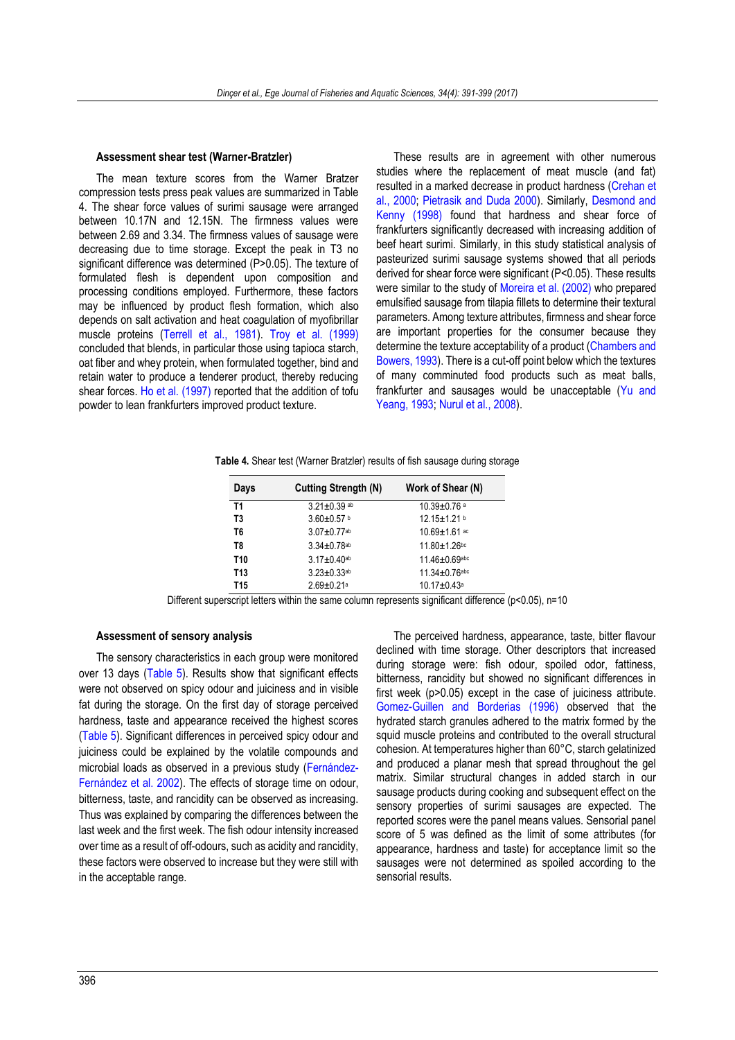#### Assessment shear test (Warner-Bratzler)

The mean texture scores from the Warner Bratzer compression tests press peak values are summarized in Table 4. The shear force values of surimi sausage were arranged between 10.17N and 12.15N. The firmness values were between 2.69 and 3.34. The firmness values of sausage were decreasing due to time storage. Except the peak in T3 no significant difference was determined (P>0.05). The texture of formulated flesh is dependent upon composition and processing conditions employed. Furthermore, these factors may be influenced by product flesh formation, which also depends on salt activation and heat coagulation of myofibrillar muscle proteins (Terrell et al., 1981). Troy et al. (1999) concluded that blends, in particular those using tapioca starch, oat fiber and whey protein, when formulated together, bind and retain water to produce a tenderer product, thereby reducing shear forces. Ho et al. (1997) reported that the addition of tofu powder to lean frankfurters improved product texture.

These results are in agreement with other numerous studies where the replacement of meat muscle (and fat) resulted in a marked decrease in product hardness (Crehan et al., 2000; Pietrasik and Duda 2000). Similarly, Desmond and Kenny (1998) found that hardness and shear force of frankfurters significantly decreased with increasing addition of beef heart surimi. Similarly, in this study statistical analysis of pasteurized surimi sausage systems showed that all periods derived for shear force were significant (P<0.05). These results were similar to the study of Moreira et al. (2002) who prepared emulsified sausage from tilapia fillets to determine their textural parameters. Among texture attributes, firmness and shear force are important properties for the consumer because they determine the texture acceptability of a product (Chambers and Bowers, 1993). There is a cut-off point below which the textures of many comminuted food products such as meat balls, frankfurter and sausages would be unacceptable (Yu and Yeang, 1993; Nurul et al., 2008).

**Table 4.** Shear test (Warner Bratzler) results of fish sausage during storage

| Days | Cutting Strength (N) | Work of Shear (N) |
|---|---|---|
| T1 | 3.21±0.39 $^{ab}$ | 10.39±0.76 $^{a}$ |
| T3 | 3.60±0.57 $^{b}$ | 12.15±1.21 $^{b}$ |
| T6 | 3.07±0.77$^{ab}$ | 10.69±1.61 $^{ac}$ |
| T8 | 3.34±0.78$^{ab}$ | 11.80±1.26$^{bc}$ |
| T10 | 3.17±0.40$^{ab}$ | 11.46±0.69$^{abc}$ |
| T13 | 3.23±0.33$^{ab}$ | 11.34±0.76$^{abc}$ |
| T15 | 2.69±0.21$^{a}$ | 10.17±0.43$^{a}$ |

Different superscript letters within the same column represents significant difference (p<0.05), n=10

#### Assessment of sensory analysis

The sensory characteristics in each group were monitored over 13 days (Table 5). Results show that significant effects were not observed on spicy odour and juiciness and in visible fat during the storage. On the first day of storage perceived hardness, taste and appearance received the highest scores (Table 5). Significant differences in perceived spicy odour and juiciness could be explained by the volatile compounds and microbial loads as observed in a previous study (Fernández-Fernández et al. 2002). The effects of storage time on odour, bitterness, taste, and rancidity can be observed as increasing. Thus was explained by comparing the differences between the last week and the first week. The fish odour intensity increased over time as a result of off-odours, such as acidity and rancidity, these factors were observed to increase but they were still with in the acceptable range.

The perceived hardness, appearance, taste, bitter flavour declined with time storage. Other descriptors that increased during storage were: fish odour, spoiled odor, fattiness, bitterness, rancidity but showed no significant differences in first week (p>0.05) except in the case of juiciness attribute. Gomez-Guillen and Borderias (1996) observed that the hydrated starch granules adhered to the matrix formed by the squid muscle proteins and contributed to the overall structural cohesion. At temperatures higher than 60°C, starch gelatinized and produced a planar mesh that spread throughout the gel matrix. Similar structural changes in added starch in our sausage products during cooking and subsequent effect on the sensory properties of surimi sausages are expected. The reported scores were the panel means values. Sensorial panel score of 5 was defined as the limit of some attributes (for appearance, hardness and taste) for acceptance limit so the sausages were not determined as spoiled according to the sensorial results.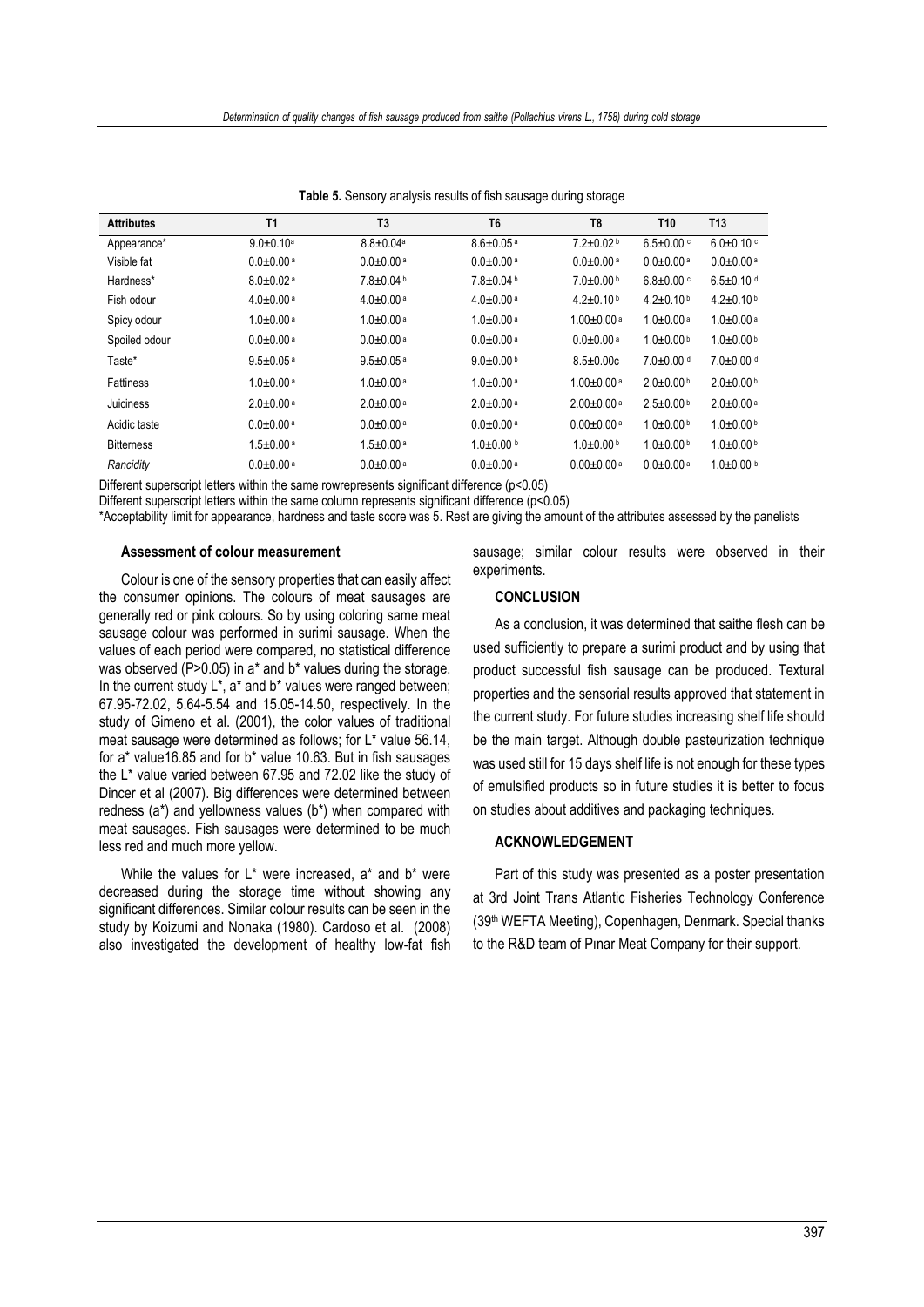**Table 5.** Sensory analysis results of fish sausage during storage

| Attributes | T1 | T3 | T6 | T8 | T10 | T13 |
|---|---|---|---|---|---|---|
| Appearance* | 9.0±0.10$^{a}$ | 8.8±0.04$^{a}$ | 8.6±0.05$^{a}$ | 7.2±0.02$^{b}$ | 6.5±0.00$^{c}$ | 6.0±0.10$^{c}$ |
| Visible fat | 0.0±0.00$^{a}$ | 0.0±0.00$^{a}$ | 0.0±0.00$^{a}$ | 0.0±0.00$^{a}$ | 0.0±0.00$^{a}$ | 0.0±0.00$^{a}$ |
| Hardness* | 8.0±0.02$^{a}$ | 7.8±0.04$^{b}$ | 7.8±0.04$^{b}$ | 7.0±0.00$^{b}$ | 6.8±0.00$^{c}$ | 6.5±0.10$^{d}$ |
| Fish odour | 4.0±0.00$^{a}$ | 4.0±0.00$^{a}$ | 4.0±0.00$^{a}$ | 4.2±0.10$^{b}$ | 4.2±0.10$^{b}$ | 4.2±0.10$^{b}$ |
| Spicy odour | 1.0±0.00$^{a}$ | 1.0±0.00$^{a}$ | 1.0±0.00$^{a}$ | 1.00±0.00$^{a}$ | 1.0±0.00$^{a}$ | 1.0±0.00$^{a}$ |
| Spoiled odour | 0.0±0.00$^{a}$ | 0.0±0.00$^{a}$ | 0.0±0.00$^{a}$ | 0.0±0.00$^{a}$ | 1.0±0.00$^{b}$ | 1.0±0.00$^{b}$ |
| Taste* | 9.5±0.05$^{a}$ | 9.5±0.05$^{a}$ | 9.0±0.00$^{b}$ | 8.5±0.00c | 7.0±0.00$^{d}$ | 7.0±0.00$^{d}$ |
| Fattiness | 1.0±0.00$^{a}$ | 1.0±0.00$^{a}$ | 1.0±0.00$^{a}$ | 1.00±0.00$^{a}$ | 2.0±0.00$^{b}$ | 2.0±0.00$^{b}$ |
| Juiciness | 2.0±0.00$^{a}$ | 2.0±0.00$^{a}$ | 2.0±0.00$^{a}$ | 2.00±0.00$^{a}$ | 2.5±0.00$^{b}$ | 2.0±0.00$^{a}$ |
| Acidic taste | 0.0±0.00$^{a}$ | 0.0±0.00$^{a}$ | 0.0±0.00$^{a}$ | 0.00±0.00$^{a}$ | 1.0±0.00$^{b}$ | 1.0±0.00$^{b}$ |
| Bitterness | 1.5±0.00$^{a}$ | 1.5±0.00$^{a}$ | 1.0±0.00$^{b}$ | 1.0±0.00$^{b}$ | 1.0±0.00$^{b}$ | 1.0±0.00$^{b}$ |
| *Rancidity* | 0.0±0.00$^{a}$ | 0.0±0.00$^{a}$ | 0.0±0.00$^{a}$ | 0.00±0.00$^{a}$ | 0.0±0.00$^{a}$ | 1.0±0.00$^{b}$ |

Different superscript letters within the same rowrepresents significant difference ($p<0.05$)
Different superscript letters within the same column represents significant difference ($p<0.05$)
*Acceptability limit for appearance, hardness and taste score was 5. Rest are giving the amount of the attributes assessed by the panelists

#### Assessment of colour measurement

Colour is one of the sensory properties that can easily affect the consumer opinions. The colours of meat sausages are generally red or pink colours. So by using coloring same meat sausage colour was performed in surimi sausage. When the values of each period were compared, no statistical difference was observed ($P>0.05$) in a* and b* values during the storage. In the current study L*, a* and b* values were ranged between; 67.95-72.02, 5.64-5.54 and 15.05-14.50, respectively. In the study of Gimeno et al. (2001), the color values of traditional meat sausage were determined as follows; for L* value 56.14, for a* value16.85 and for b* value 10.63. But in fish sausages the L* value varied between 67.95 and 72.02 like the study of Dincer et al (2007). Big differences were determined between redness (a*) and yellowness values (b*) when compared with meat sausages. Fish sausages were determined to be much less red and much more yellow.

While the values for L* were increased, a* and b* were decreased during the storage time without showing any significant differences. Similar colour results can be seen in the study by Koizumi and Nonaka (1980). Cardoso et al. (2008) also investigated the development of healthy low-fat fish sausage; similar colour results were observed in their experiments.

#### CONCLUSION

As a conclusion, it was determined that saithe flesh can be used sufficiently to prepare a surimi product and by using that product successful fish sausage can be produced. Textural properties and the sensorial results approved that statement in the current study. For future studies increasing shelf life should be the main target. Although double pasteurization technique was used still for 15 days shelf life is not enough for these types of emulsified products so in future studies it is better to focus on studies about additives and packaging techniques.

#### ACKNOWLEDGEMENT

Part of this study was presented as a poster presentation at 3rd Joint Trans Atlantic Fisheries Technology Conference (39th WEFTA Meeting), Copenhagen, Denmark. Special thanks to the R&D team of Pınar Meat Company for their support.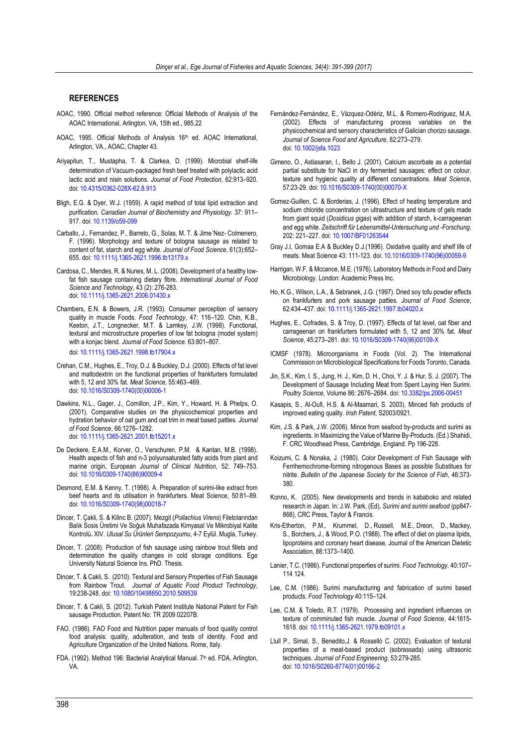## REFERENCES

AOAC, 1990. Official method reference: Official Methods of Analysis of the AOAC International, Arlington, VA, 15th ed., 985.22

AOAC, 1995. Official Methods of Analysis 16th ed. AOAC International, Arlington, VA., AOAC, Chapter 43.

Ariyapitun, T., Mustapha, T. & Clarkea, D. (1999). Microbial shelf-life determination of Vacuum-packaged fresh beef treated with polylactic acid lactic acid and nisin solutions. *Journal of Food Protection*, 62:913–920. doi: 10.4315/0362-028X-62.8.913

Bligh, E.G. & Dyer, W.J. (1959). A rapid method of total lipid extraction and purification. *Canadian Journal of Biochemistry and Physiology.* 37: 911–917. doi: 10.1139/o59-099

Carballo, J., Fernandez, P., Barreto, G., Solas, M. T. & Jime´Nez- Colmenero, F. (1996). Morphology and texture of bologna sausage as related to content of fat, starch and egg white. *Journal of Food Science*, 61(3):652–655. doi: 10.1111/j.1365-2621.1996.tb13179.x

Cardosa, C., Mendes, R. & Nunes, M. L. (2008). Development of a healthy low-fat fish sausage containing dietary fibre. *International Journal of Food Science and Technology*, 43 (2): 276-283. doi: 10.1111/j.1365-2621.2006.01430.x

Chambers, E.N. & Bowers, J.R. (1993). Consumer perception of sensory quality in muscle Foods. *Food Technology*, 47: 116–120. Chin, K.B., Keeton, J.T., Longnecker, M.T. & Lamkey, J.W. (1998). Functional, textural and microstructure properties of low fat bologna (model system) with a konjac blend. *Journal of Food Science.* 63:801–807. doi: 10.1111/j.1365-2621.1998.tb17904.x

Crehan, C.M., Hughes, E., Troy, D.J. & Buckley, D.J. (2000). Effects of fat level and maltodextrin on the functional properties of frankfurters formulated with 5, 12 and 30% fat. *Meat Science*, 55:463–469. doi: 10.1016/S0309-1740(00)00006-1

Dawkins, N.L., Gager, J., Cornillon, J.P., Kim, Y., Howard, H. & Phelps, O. (2001). Comparative studies on the physicochemical properties and hydration behavior of oat gum and oat trim in meat based patties. *Journal of Food Science*, 66:1276–1282. doi: 10.1111/j.1365-2621.2001.tb15201.x

De Deckere, E.A.M., Korver, O., Verschuren, P.M. & Kantan, M.B. (1998). Health aspects of fish and n-3 polyunsaturated fatty acids from plant and marine origin, European *Journal of Clinical Nutrition,* 52: 749–753. doi: 10.1016/0309-1740(86)90009-4

Desmond, E.M. & Kenny, T. (1998). A. Preparation of surimi-like extract from beef hearts and its utilisation in frankfurters. Meat Science, 50:81–89. doi: 10.1016/S0309-1740(98)00018-7

Dincer, T. Çakli, S. & Kilinc B. (2007). Mezgit (*Pollachius Virens*) Filetolarından Balık Sosis Üretimi Ve Soğuk Muhafazada Kimyasal Ve Mikrobiyal Kalite Kontrolü**.** XIV. *Ulusal Su Ürünleri Sempozyumu*, 4-7 Eylül. Mugla, Turkey.

Dincer, T. (2008). Production of fish sausage using rainbow trout fillets and determination the quality changes in cold storage conditions. Ege University Natural Science Ins. PhD. Thesis.

Dincer, T. & Cakli, S. (2010). Textural and Sensory Properties of Fish Sausage from Rainbow Trout. *Journal of Aquatic Food Product Technology*, 19:238-248. doi: 10.1080/10498850.2010.509539

Dincer, T. & Cakli, S. (2012). Turkish Patent Institute National Patent for Fish sausage Production. Patent No: TR 2009 02207B.

FAO. (1986). FAO Food and Nutrition paper manuals of food quality control food analysis: quality, adulteration, and tests of identity. Food and Agriculture Organization of the United Nations. Rome, Italy.

FDA. (1992). Method 196: Bacterial Analytical Manual. 7th ed. FDA, Arlington, VA.

Fernández-Fernández, E., Vázquez-Odériz, M.L. & Romero-Rodriguez, M.A. (2002). Effects of manufacturing process variables on the physicochemical and sensory characteristics of Galician chorizo sausage. *Journal of Science Food and Agriculture*, 82:273–279. doi: 10.1002/jsfa.1023

Gimeno, O., Astiasaran, I., Bello J. (2001). Calcium ascorbate as a potential partial substitute for NaCl in dry fermented sausages: effect on colour, texture and hygienic quality at different concentrations. *Meat Science*, 57:23-29. doi: 10.1016/S0309-1740(00)00070-X

Gomez-Guillen, C. & Borderias, J. (1996). Effect of heating temperature and sodium chloride concentration on ultrastructure and texture of gels made from giant squid (*Dosidicus gigas*) with addition of starch, k-carrageenan and egg white. *Zeitschrift für Lebensmittel-Untersuchung und -Forschung*. 202: 221–227. doi: 10.1007/BF01263544

Gray J.I, Gomaa E.A & Buckley D.J.(1996). Oxidative quality and shelf life of meats. Meat Science 43: 111-123. doi: 10.1016/0309-1740(96)00059-9

Harrigan, W.F. & Mccance, M.E. (1976). Laboratory Methods in Food and Dairy Microbiology. London: Academic Press Inc.

Ho, K.G., Wilson, L.A., & Sebranek, J.G. (1997). Dried soy tofu powder effects on frankfurters and pork sausage patties. *Journal of Food Science*, 62:434–437. doi: 10.1111/j.1365-2621.1997.tb04020.x

Hughes, E., Cofrades, S. & Troy, D. (1997). Effects of fat level, oat fiber and carrageenan on frankfurters formulated with 5, 12 and 30% fat. *Meat Science*, 45:273–281. doi: 10.1016/S0309-1740(96)00109-X

ICMSF (1978). Microorganisms in Foods (Vol. 2). The International Commission on Microbiological Specifications for Foods Toronto, Canada.

Jin, S.K., Kim, I. S., Jung, H. J., Kim, D. H., Choi, Y. J. & Hur, S. J. (2007). The Development of Sausage Including Meat from Spent Laying Hen Surimi. *Poultry Science*, Volume 86: 2676–2684. doi: 10.3382/ps.2006-00451

Kasapis, S., Al-Oufi, H.S. & Al-Maamari, S. 2003). Minced fish products of improved eating quality. *Irish Patent*, S2003/0921.

Kim, J.S. & Park, J.W. (2006). Mince from seafood by-products and surimi as ingredients. In Maximizing the Value of Marine By-Products. (Ed.) Shahidi, F. CRC Woodhead Press, Cambridge, England. Pp 196-228.

Koizumi, C. & Nonaka, J. (1980). Color Development of Fish Sausage with Ferrihemochrome-forming nitrogenous Bases as possible Substitues for nitrite. *Bulletin of the Japanese Society for the Science of Fish*, 46:373-380.

Konno, K. (2005). New developments and trends in kababoko and related research in Japan. In: J.W. Park, (Ed), *Surimi and surimi seafood* (pp847-868), CRC Press, Taylor & Francis.

Kris-Etherton, P.M., Krummel, D., Russell, M.E., Dreon, D., Mackey, S., Borchers, J., & Wood, P.O. (1988). The effect of diet on plasma lipids, lipoproteins and coronary heart disease, Journal of the American Dietetic Association, 88:1373–1400.

Lanier, T.C. (1986). Functional properties of surimi. *Food Technology*, 40:107–114 124.

Lee, C.M. (1986). Surimi manufacturing and fabrication of surimi based products. *Food Technology* 40:115–124.

Lee, C.M. & Toledo, R.T. (1979). Processing and ingredient influences on texture of comminuted fish muscle. *Journal of Food Science*, 44:1615-1618. doi: 10.1111/j.1365-2621.1979.tb09101.x

Llull P., Simal, S., Benedito,J. & Rosselló C. (2002). Evaluation of textural properties of a meat-based product (sobrassada) using ultrasonic techniques. *Journal of Food Engineering*. 53:279-285. doi: 10.1016/S0260-8774(01)00166-2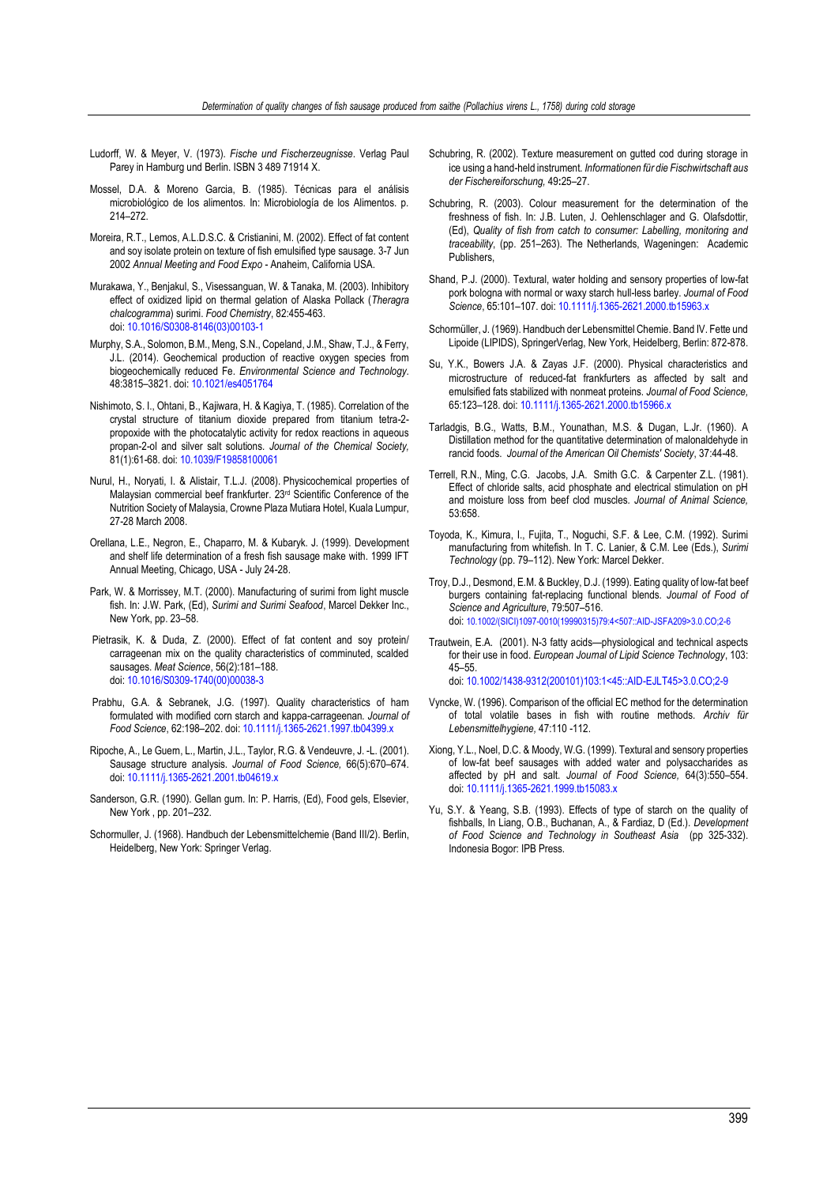Ludorff, W. & Meyer, V. (1973). *Fische und Fischerzeugnisse*. Verlag Paul Parey in Hamburg und Berlin. ISBN 3 489 71914 X.

Mossel, D.A. & Moreno Garcia, B. (1985). Técnicas para el análisis microbiológico de los alimentos. In: Microbiología de los Alimentos. p. 214–272.

Moreira, R.T., Lemos, A.L.D.S.C. & Cristianini, M. (2002). Effect of fat content and soy isolate protein on texture of fish emulsified type sausage. 3-7 Jun 2002 *Annual Meeting and Food Expo* - Anaheim, California USA.

Murakawa, Y., Benjakul, S., Visessanguan, W. & Tanaka, M. (2003). Inhibitory effect of oxidized lipid on thermal gelation of Alaska Pollack (*Theragra chalcogramma*) surimi. *Food Chemistry*, 82:455-463. doi: 10.1016/S0308-8146(03)00103-1

Murphy, S.A., Solomon, B.M., Meng, S.N., Copeland, J.M., Shaw, T.J., & Ferry, J.L. (2014). Geochemical production of reactive oxygen species from biogeochemically reduced Fe. *Environmental Science and Technology*. 48:3815–3821. doi: 10.1021/es4051764

Nishimoto, S. I., Ohtani, B., Kajiwara, H. & Kagiya, T. (1985). Correlation of the crystal structure of titanium dioxide prepared from titanium tetra-2-propoxide with the photocatalytic activity for redox reactions in aqueous propan-2-ol and silver salt solutions. *Journal of the Chemical Society*, 81(1):61-68. doi: 10.1039/F19858100061

Nurul, H., Noryati, I. & Alistair, T.L.J. (2008). Physicochemical properties of Malaysian commercial beef frankfurter. 23rd Scientific Conference of the Nutrition Society of Malaysia, Crowne Plaza Mutiara Hotel, Kuala Lumpur, 27-28 March 2008.

Orellana, L.E., Negron, E., Chaparro, M. & Kubaryk. J. (1999). Development and shelf life determination of a fresh fish sausage make with. 1999 IFT Annual Meeting, Chicago, USA - July 24-28.

Park, W. & Morrissey, M.T. (2000). Manufacturing of surimi from light muscle fish. In: J.W. Park, (Ed), *Surimi and Surimi Seafood*, Marcel Dekker Inc., New York, pp. 23–58.

Pietrasik, K. & Duda, Z. (2000). Effect of fat content and soy protein/ carrageenan mix on the quality characteristics of comminuted, scalded sausages. *Meat Science*, 56(2):181–188. doi: 10.1016/S0309-1740(00)00038-3

Prabhu, G.A. & Sebranek, J.G. (1997). Quality characteristics of ham formulated with modified corn starch and kappa-carrageenan. *Journal of Food Science*, 62:198–202. doi: 10.1111/j.1365-2621.1997.tb04399.x

Ripoche, A., Le Guern, L., Martin, J.L., Taylor, R.G. & Vendeuvre, J. -L. (2001). Sausage structure analysis. *Journal of Food Science,* 66(5):670–674. doi: 10.1111/j.1365-2621.2001.tb04619.x

Sanderson, G.R. (1990). Gellan gum. In: P. Harris, (Ed), Food gels, Elsevier, New York , pp. 201–232.

Schormuller, J. (1968). Handbuch der Lebensmittelchemie (Band III/2). Berlin, Heidelberg, New York: Springer Verlag.

Schubring, R. (2002). Texture measurement on gutted cod during storage in ice using a hand-held instrument. *Informationen für die Fischwirtschaft aus der Fischereiforschung,* 49**:**25–27.

Schubring, R. (2003). Colour measurement for the determination of the freshness of fish. In: J.B. Luten, J. Oehlenschlager and G. Olafsdottir, (Ed), *Quality of fish from catch to consumer: Labelling, monitoring and traceability*, (pp. 251–263). The Netherlands, Wageningen: Academic Publishers,

Shand, P.J. (2000). Textural, water holding and sensory properties of low-fat pork bologna with normal or waxy starch hull-less barley. *Journal of Food Science*, 65:101–107. doi: 10.1111/j.1365-2621.2000.tb15963.x

Schormüller, J. (1969). Handbuch der Lebensmittel Chemie. Band IV. Fette und Lipoide (LIPIDS), SpringerVerlag, New York, Heidelberg, Berlin: 872-878.

Su, Y.K., Bowers J.A. & Zayas J.F. (2000). Physical characteristics and microstructure of reduced-fat frankfurters as affected by salt and emulsified fats stabilized with nonmeat proteins. *Journal of Food Science,* 65:123–128. doi: 10.1111/j.1365-2621.2000.tb15966.x

Tarladgis, B.G., Watts, B.M., Younathan, M.S. & Dugan, L.Jr. (1960). A Distillation method for the quantitative determination of malonaldehyde in rancid foods. *Journal of the American Oil Chemists' Society*, 37:44-48.

Terrell, R.N., Ming, C.G. Jacobs, J.A. Smith G.C. & Carpenter Z.L. (1981). Effect of chloride salts, acid phosphate and electrical stimulation on pH and moisture loss from beef clod muscles. *Journal of Animal Science,* 53:658.

Toyoda, K., Kimura, I., Fujita, T., Noguchi, S.F. & Lee, C.M. (1992). Surimi manufacturing from whitefish. In T. C. Lanier, & C.M. Lee (Eds.), *Surimi Technology* (pp. 79–112). New York: Marcel Dekker.

Troy, D.J., Desmond, E.M. & Buckley, D.J. (1999). Eating quality of low-fat beef burgers containing fat-replacing functional blends. *Journal of Food of Science and Agriculture*, 79:507–516. doi: 10.1002/(SICI)1097-0010(19990315)79:4<507::AID-JSFA209>3.0.CO;2-6

Trautwein, E.A. (2001). N-3 fatty acids—physiological and technical aspects for their use in food. *European Journal of Lipid Science Technology*, 103: 45–55. doi: 10.1002/1438-9312(200101)103:1<45::AID-EJLT45>3.0.CO;2-9

Vyncke, W. (1996). Comparison of the official EC method for the determination of total volatile bases in fish with routine methods. *Archiv für Lebensmittelhygiene,* 47:110 -112.

Xiong, Y.L., Noel, D.C. & Moody, W.G. (1999). Textural and sensory properties of low-fat beef sausages with added water and polysaccharides as affected by pH and salt. *Journal of Food Science,* 64(3):550–554. doi: 10.1111/j.1365-2621.1999.tb15083.x

Yu, S.Y. & Yeang, S.B. (1993). Effects of type of starch on the quality of fishballs, In Liang, O.B., Buchanan, A., & Fardiaz, D (Ed.). *Development of Food Science and Technology in Southeast Asia* (pp 325-332). Indonesia Bogor: IPB Press.